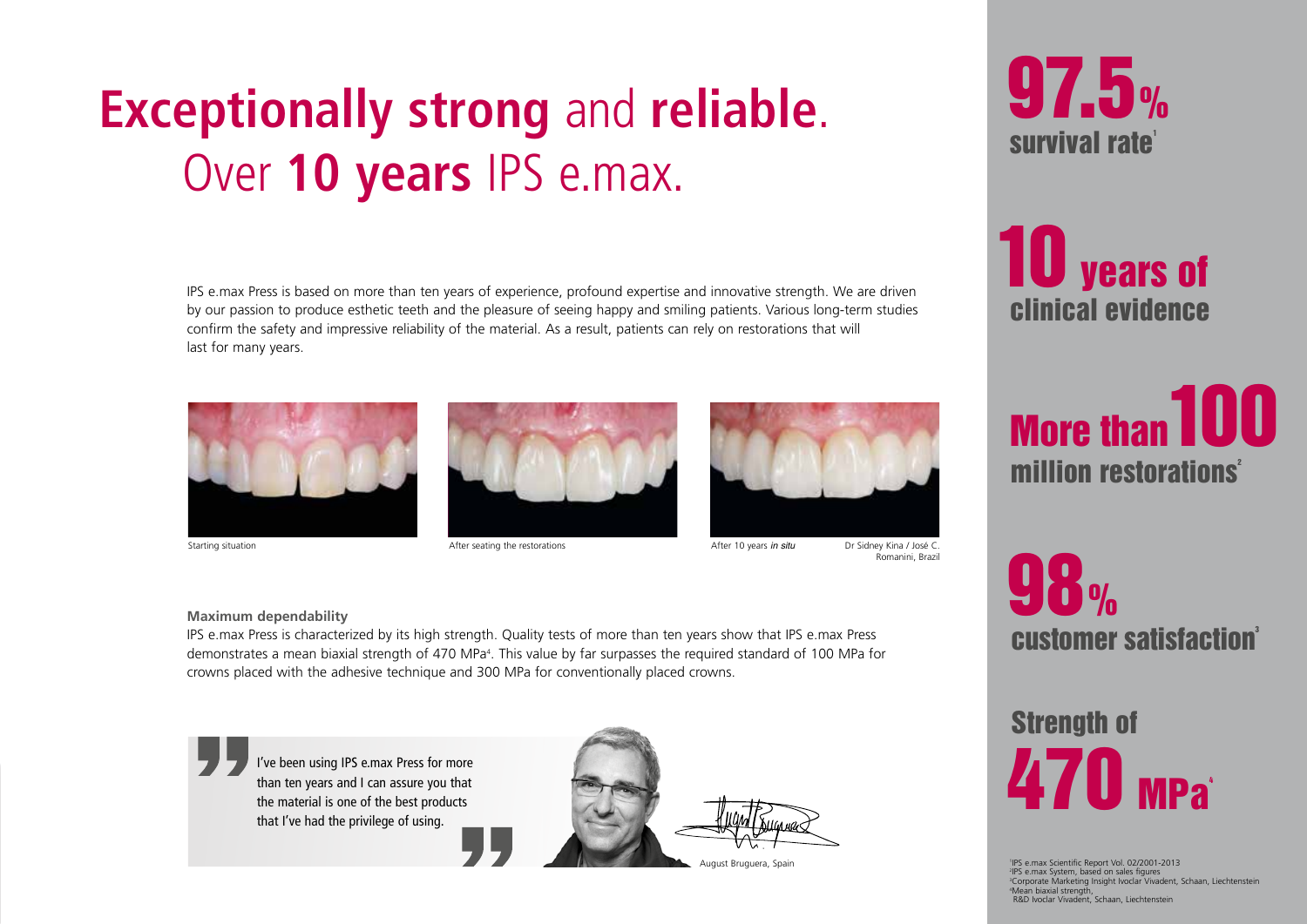# **Exceptionally strong** and **reliable**. Over **10 years** IPS e.max.

IPS e.max Press is based on more than ten years of experience, profound expertise and innovative strength. We are driven by our passion to produce esthetic teeth and the pleasure of seeing happy and smiling patients. Various long-term studies confirm the safety and impressive reliability of the material. As a result, patients can rely on restorations that will last for many years.

Starting situation

After seating the restorations

After 10 years *in situ*

Dr Sidney Kina / José C. Romanini, Brazil

**Maximum dependability**

IPS e.max Press is characterized by its high strength. Quality tests of more than ten years show that IPS e.max Press demonstrates a mean biaxial strength of 470 MPa[4]. This value by far surpasses the required standard of 100 MPa for crowns placed with the adhesive technique and 300 MPa for conventionally placed crowns.

> I've been using IPS e.max Press for more than ten years and I can assure you that the material is one of the best products that I've had the privilege of using.

August Bruguera, Spain

**97.5%** survival rate[1]

**10** years of clinical evidence

More than **100** million restorations[2]

**98%** customer satisfaction[3]

Strength of **470 MPa**[4]

[1]IPS e.max Scientific Report Vol. 02/2001-2013
[2]IPS e.max System, based on sales figures
[3]Corporate Marketing Insight Ivoclar Vivadent, Schaan, Liechtenstein
[4]Mean biaxial strength, R&D Ivoclar Vivadent, Schaan, Liechtenstein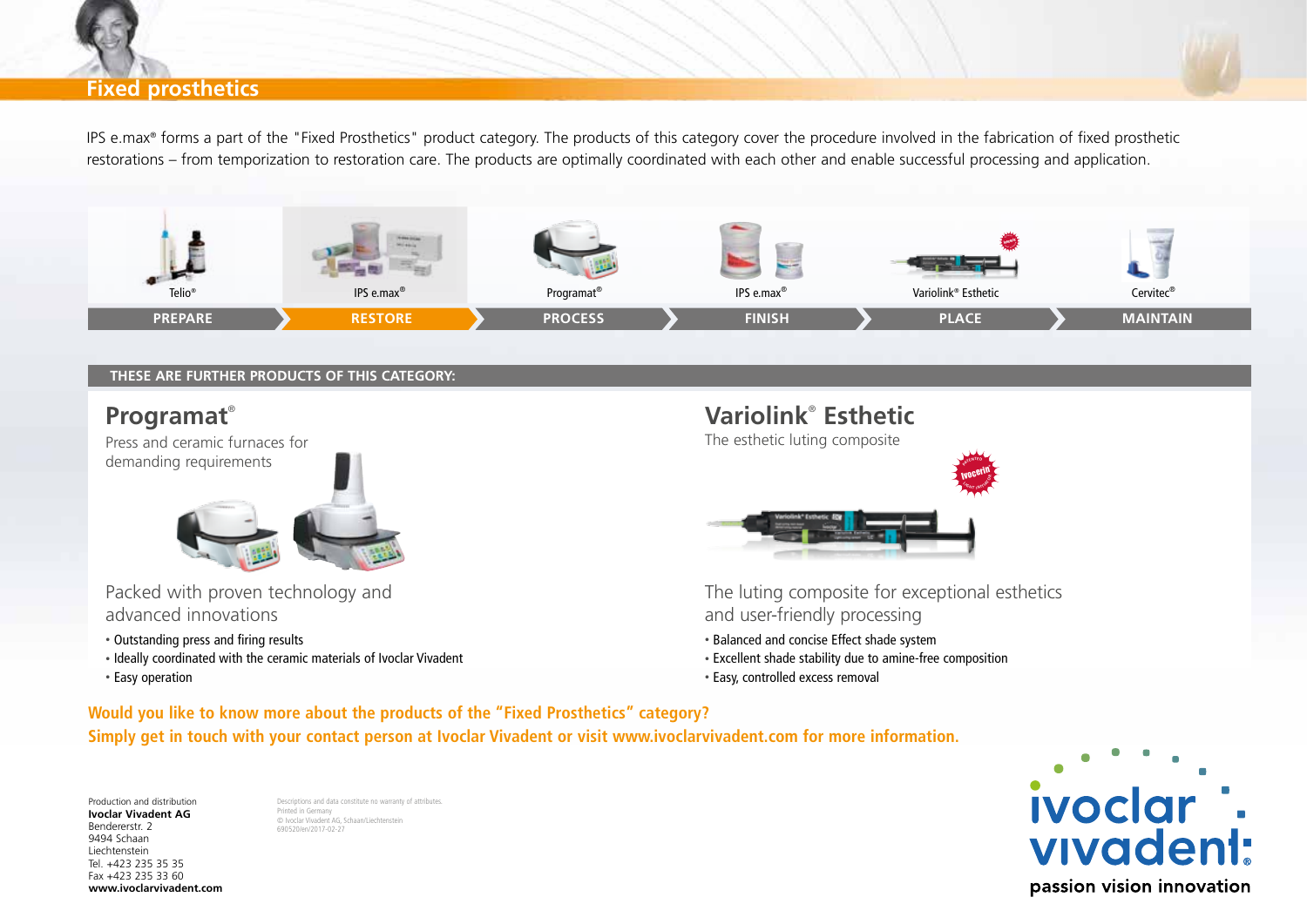## Fixed prosthetics

IPS e.max® forms a part of the "Fixed Prosthetics" product category. The products of this category cover the procedure involved in the fabrication of fixed prosthetic restorations – from temporization to restoration care. The products are optimally coordinated with each other and enable successful processing and application.

| Telio® | IPS e.max® | Programat® | IPS e.max® | Variolink® Esthetic | Cervitec® |
|---|---|---|---|---|---|
| PREPARE | RESTORE | PROCESS | FINISH | PLACE | MAINTAIN |

**THESE ARE FURTHER PRODUCTS OF THIS CATEGORY:**

### Programat®

Press and ceramic furnaces for demanding requirements

Packed with proven technology and advanced innovations

- Outstanding press and firing results
- Ideally coordinated with the ceramic materials of Ivoclar Vivadent
- Easy operation

### Variolink® Esthetic

The esthetic luting composite

The luting composite for exceptional esthetics and user-friendly processing

- Balanced and concise Effect shade system
- Excellent shade stability due to amine-free composition
- Easy, controlled excess removal

**Would you like to know more about the products of the "Fixed Prosthetics" category?**
**Simply get in touch with your contact person at Ivoclar Vivadent or visit www.ivoclarvivadent.com for more information.**

Production and distribution
**Ivoclar Vivadent AG**
Bendererstr. 2
9494 Schaan
Liechtenstein
Tel. +423 235 35 35
Fax +423 235 33 60
**www.ivoclarvivadent.com**

Descriptions and data constitute no warranty of attributes.
Printed in Germany
© Ivoclar Vivadent AG, Schaan/Liechtenstein
690520/en/2017-02-27

ivoclar vivadent
passion vision innovation